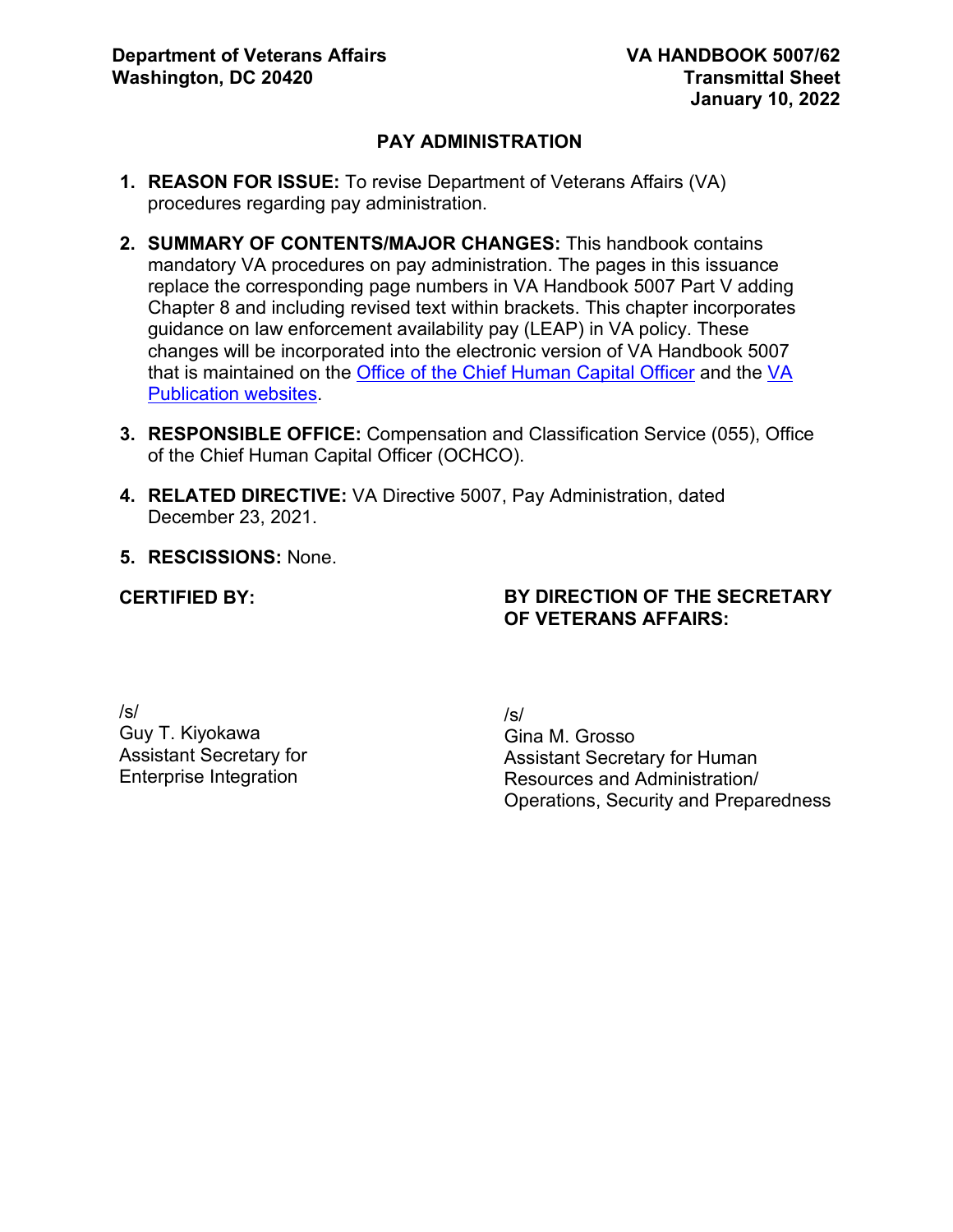**Department of Veterans Affairs**
**Washington, DC 20420**

**VA HANDBOOK 5007/62**
**Transmittal Sheet**
**January 10, 2022**

## PAY ADMINISTRATION

1. **REASON FOR ISSUE:** To revise Department of Veterans Affairs (VA) procedures regarding pay administration.

2. **SUMMARY OF CONTENTS/MAJOR CHANGES:** This handbook contains mandatory VA procedures on pay administration. The pages in this issuance replace the corresponding page numbers in VA Handbook 5007 Part V adding Chapter 8 and including revised text within brackets. This chapter incorporates guidance on law enforcement availability pay (LEAP) in VA policy. These changes will be incorporated into the electronic version of VA Handbook 5007 that is maintained on the Office of the Chief Human Capital Officer and the VA Publication websites.

3. **RESPONSIBLE OFFICE:** Compensation and Classification Service (055), Office of the Chief Human Capital Officer (OCHCO).

4. **RELATED DIRECTIVE:** VA Directive 5007, Pay Administration, dated December 23, 2021.

5. **RESCISSIONS:** None.

**CERTIFIED BY:**

/s/
Guy T. Kiyokawa
Assistant Secretary for
Enterprise Integration

**BY DIRECTION OF THE SECRETARY OF VETERANS AFFAIRS:**

/s/
Gina M. Grosso
Assistant Secretary for Human
Resources and Administration/
Operations, Security and Preparedness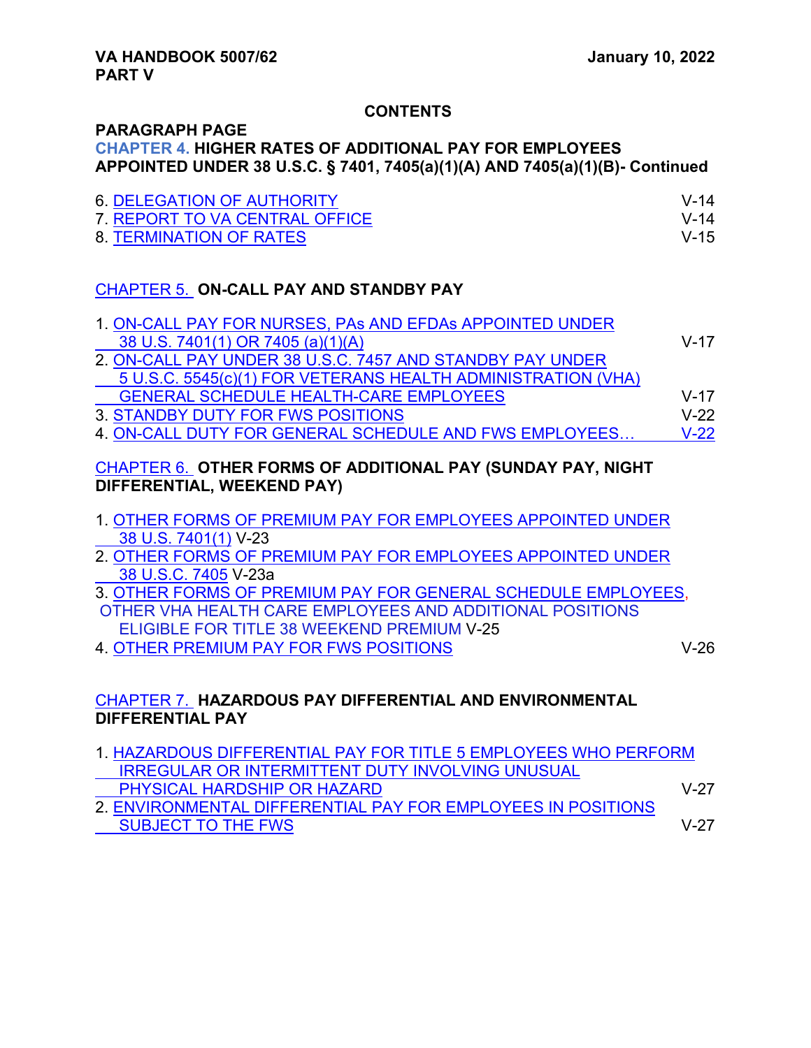# CONTENTS

**PARAGRAPH PAGE**

**CHAPTER 4. HIGHER RATES OF ADDITIONAL PAY FOR EMPLOYEES APPOINTED UNDER 38 U.S.C. § 7401, 7405(a)(1)(A) AND 7405(a)(1)(B)- Continued**

| | |
|---|---|
| 6. DELEGATION OF AUTHORITY | V-14 |
| 7. REPORT TO VA CENTRAL OFFICE | V-14 |
| 8. TERMINATION OF RATES | V-15 |

**CHAPTER 5. ON-CALL PAY AND STANDBY PAY**

| | |
|---|---|
| 1. ON-CALL PAY FOR NURSES, PAs AND EFDAs APPOINTED UNDER 38 U.S. 7401(1) OR 7405 (a)(1)(A) | V-17 |
| 2. ON-CALL PAY UNDER 38 U.S.C. 7457 AND STANDBY PAY UNDER 5 U.S.C. 5545(c)(1) FOR VETERANS HEALTH ADMINISTRATION (VHA) GENERAL SCHEDULE HEALTH-CARE EMPLOYEES | V-17 |
| 3. STANDBY DUTY FOR FWS POSITIONS | V-22 |
| 4. ON-CALL DUTY FOR GENERAL SCHEDULE AND FWS EMPLOYEES… | V-22 |

**CHAPTER 6. OTHER FORMS OF ADDITIONAL PAY (SUNDAY PAY, NIGHT DIFFERENTIAL, WEEKEND PAY)**

| | |
|---|---|
| 1. OTHER FORMS OF PREMIUM PAY FOR EMPLOYEES APPOINTED UNDER 38 U.S. 7401(1) | V-23 |
| 2. OTHER FORMS OF PREMIUM PAY FOR EMPLOYEES APPOINTED UNDER 38 U.S.C. 7405 | V-23a |
| 3. OTHER FORMS OF PREMIUM PAY FOR GENERAL SCHEDULE EMPLOYEES, OTHER VHA HEALTH CARE EMPLOYEES AND ADDITIONAL POSITIONS ELIGIBLE FOR TITLE 38 WEEKEND PREMIUM | V-25 |
| 4. OTHER PREMIUM PAY FOR FWS POSITIONS | V-26 |

**CHAPTER 7. HAZARDOUS PAY DIFFERENTIAL AND ENVIRONMENTAL DIFFERENTIAL PAY**

| | |
|---|---|
| 1. HAZARDOUS DIFFERENTIAL PAY FOR TITLE 5 EMPLOYEES WHO PERFORM IRREGULAR OR INTERMITTENT DUTY INVOLVING UNUSUAL PHYSICAL HARDSHIP OR HAZARD | V-27 |
| 2. ENVIRONMENTAL DIFFERENTIAL PAY FOR EMPLOYEES IN POSITIONS SUBJECT TO THE FWS | V-27 |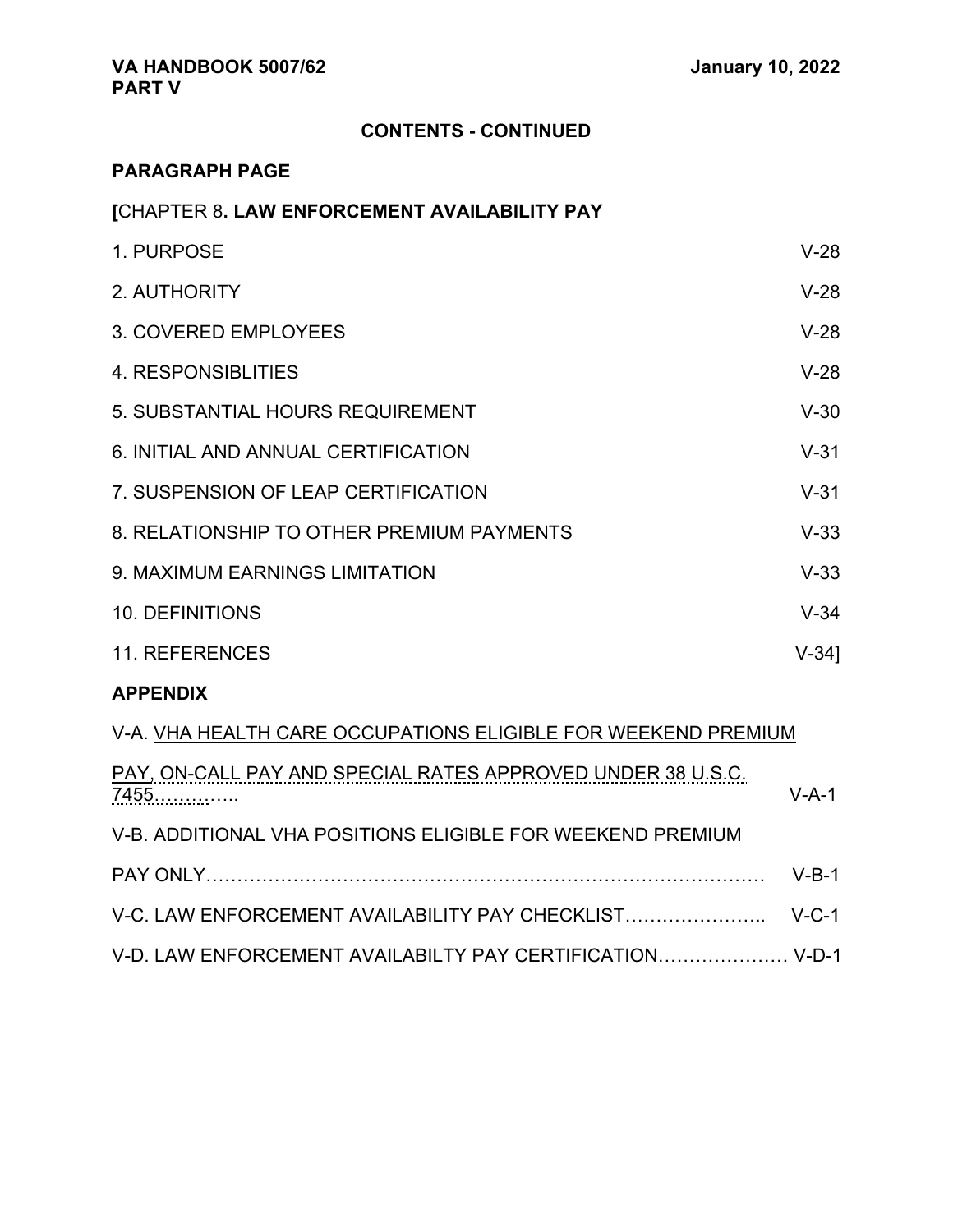**CONTENTS - CONTINUED**

**PARAGRAPH PAGE**

**[**CHAPTER 8**. LAW ENFORCEMENT AVAILABILITY PAY**

| | |
|---|---|
| 1. PURPOSE | V-28 |
| 2. AUTHORITY | V-28 |
| 3. COVERED EMPLOYEES | V-28 |
| 4. RESPONSIBLITIES | V-28 |
| 5. SUBSTANTIAL HOURS REQUIREMENT | V-30 |
| 6. INITIAL AND ANNUAL CERTIFICATION | V-31 |
| 7. SUSPENSION OF LEAP CERTIFICATION | V-31 |
| 8. RELATIONSHIP TO OTHER PREMIUM PAYMENTS | V-33 |
| 9. MAXIMUM EARNINGS LIMITATION | V-33 |
| 10. DEFINITIONS | V-34 |
| 11. REFERENCES | V-34] |

**APPENDIX**

| | |
|---|---|
| V-A. VHA HEALTH CARE OCCUPATIONS ELIGIBLE FOR WEEKEND PREMIUM PAY, ON-CALL PAY AND SPECIAL RATES APPROVED UNDER 38 U.S.C. 7455………….. | V-A-1 |
| V-B. ADDITIONAL VHA POSITIONS ELIGIBLE FOR WEEKEND PREMIUM PAY ONLY………………………………………………………………………… | V-B-1 |
| V-C. LAW ENFORCEMENT AVAILABILITY PAY CHECKLIST………………….. | V-C-1 |
| V-D. LAW ENFORCEMENT AVAILABILTY PAY CERTIFICATION………………… | V-D-1 |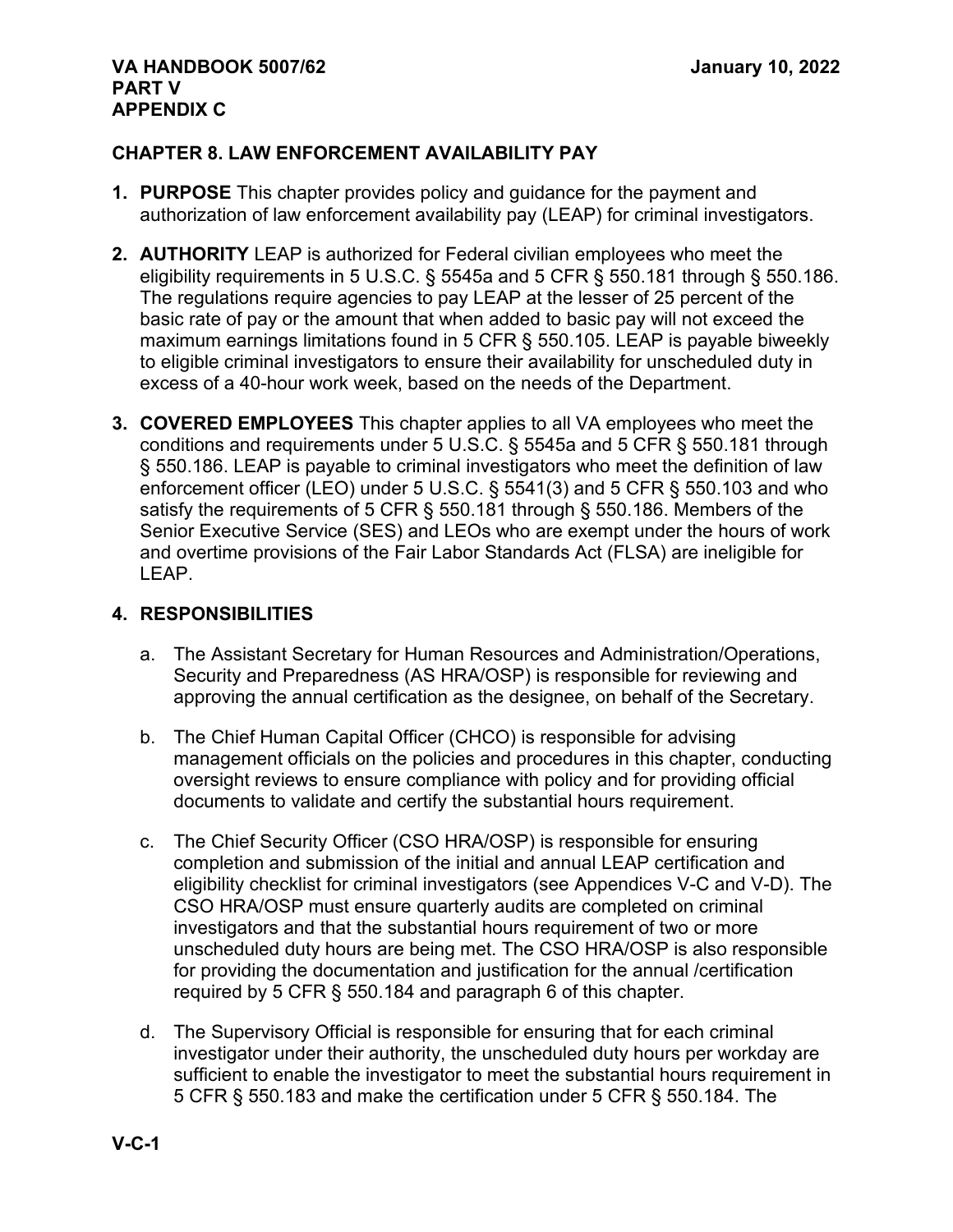## CHAPTER 8. LAW ENFORCEMENT AVAILABILITY PAY

1. **PURPOSE** This chapter provides policy and guidance for the payment and authorization of law enforcement availability pay (LEAP) for criminal investigators.

2. **AUTHORITY** LEAP is authorized for Federal civilian employees who meet the eligibility requirements in 5 U.S.C. § 5545a and 5 CFR § 550.181 through § 550.186. The regulations require agencies to pay LEAP at the lesser of 25 percent of the basic rate of pay or the amount that when added to basic pay will not exceed the maximum earnings limitations found in 5 CFR § 550.105. LEAP is payable biweekly to eligible criminal investigators to ensure their availability for unscheduled duty in excess of a 40-hour work week, based on the needs of the Department.

3. **COVERED EMPLOYEES** This chapter applies to all VA employees who meet the conditions and requirements under 5 U.S.C. § 5545a and 5 CFR § 550.181 through § 550.186. LEAP is payable to criminal investigators who meet the definition of law enforcement officer (LEO) under 5 U.S.C. § 5541(3) and 5 CFR § 550.103 and who satisfy the requirements of 5 CFR § 550.181 through § 550.186. Members of the Senior Executive Service (SES) and LEOs who are exempt under the hours of work and overtime provisions of the Fair Labor Standards Act (FLSA) are ineligible for LEAP.

4. **RESPONSIBILITIES**

   a. The Assistant Secretary for Human Resources and Administration/Operations, Security and Preparedness (AS HRA/OSP) is responsible for reviewing and approving the annual certification as the designee, on behalf of the Secretary.

   b. The Chief Human Capital Officer (CHCO) is responsible for advising management officials on the policies and procedures in this chapter, conducting oversight reviews to ensure compliance with policy and for providing official documents to validate and certify the substantial hours requirement.

   c. The Chief Security Officer (CSO HRA/OSP) is responsible for ensuring completion and submission of the initial and annual LEAP certification and eligibility checklist for criminal investigators (see Appendices V-C and V-D). The CSO HRA/OSP must ensure quarterly audits are completed on criminal investigators and that the substantial hours requirement of two or more unscheduled duty hours are being met. The CSO HRA/OSP is also responsible for providing the documentation and justification for the annual /certification required by 5 CFR § 550.184 and paragraph 6 of this chapter.

   d. The Supervisory Official is responsible for ensuring that for each criminal investigator under their authority, the unscheduled duty hours per workday are sufficient to enable the investigator to meet the substantial hours requirement in 5 CFR § 550.183 and make the certification under 5 CFR § 550.184. The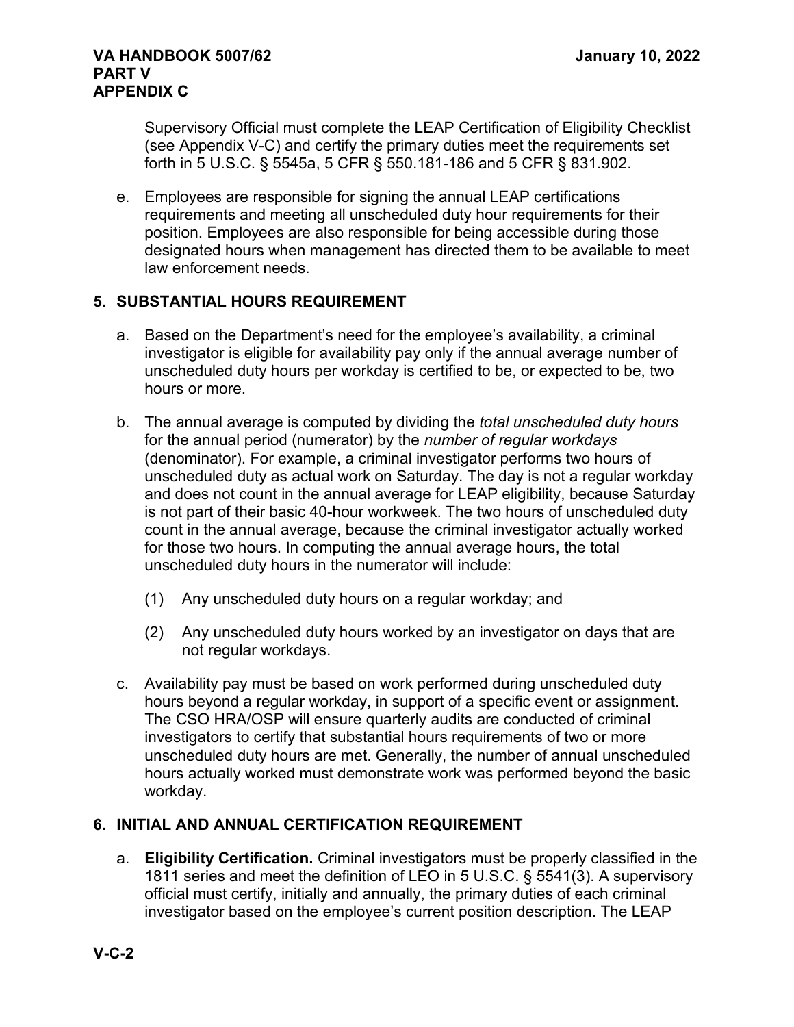Supervisory Official must complete the LEAP Certification of Eligibility Checklist (see Appendix V-C) and certify the primary duties meet the requirements set forth in 5 U.S.C. § 5545a, 5 CFR § 550.181-186 and 5 CFR § 831.902.

e. Employees are responsible for signing the annual LEAP certifications requirements and meeting all unscheduled duty hour requirements for their position. Employees are also responsible for being accessible during those designated hours when management has directed them to be available to meet law enforcement needs.

## 5. SUBSTANTIAL HOURS REQUIREMENT

a. Based on the Department's need for the employee's availability, a criminal investigator is eligible for availability pay only if the annual average number of unscheduled duty hours per workday is certified to be, or expected to be, two hours or more.

b. The annual average is computed by dividing the *total unscheduled duty hours* for the annual period (numerator) by the *number of regular workdays* (denominator). For example, a criminal investigator performs two hours of unscheduled duty as actual work on Saturday. The day is not a regular workday and does not count in the annual average for LEAP eligibility, because Saturday is not part of their basic 40-hour workweek. The two hours of unscheduled duty count in the annual average, because the criminal investigator actually worked for those two hours. In computing the annual average hours, the total unscheduled duty hours in the numerator will include:

   (1) Any unscheduled duty hours on a regular workday; and

   (2) Any unscheduled duty hours worked by an investigator on days that are not regular workdays.

c. Availability pay must be based on work performed during unscheduled duty hours beyond a regular workday, in support of a specific event or assignment. The CSO HRA/OSP will ensure quarterly audits are conducted of criminal investigators to certify that substantial hours requirements of two or more unscheduled duty hours are met. Generally, the number of annual unscheduled hours actually worked must demonstrate work was performed beyond the basic workday.

## 6. INITIAL AND ANNUAL CERTIFICATION REQUIREMENT

a. **Eligibility Certification.** Criminal investigators must be properly classified in the 1811 series and meet the definition of LEO in 5 U.S.C. § 5541(3). A supervisory official must certify, initially and annually, the primary duties of each criminal investigator based on the employee's current position description. The LEAP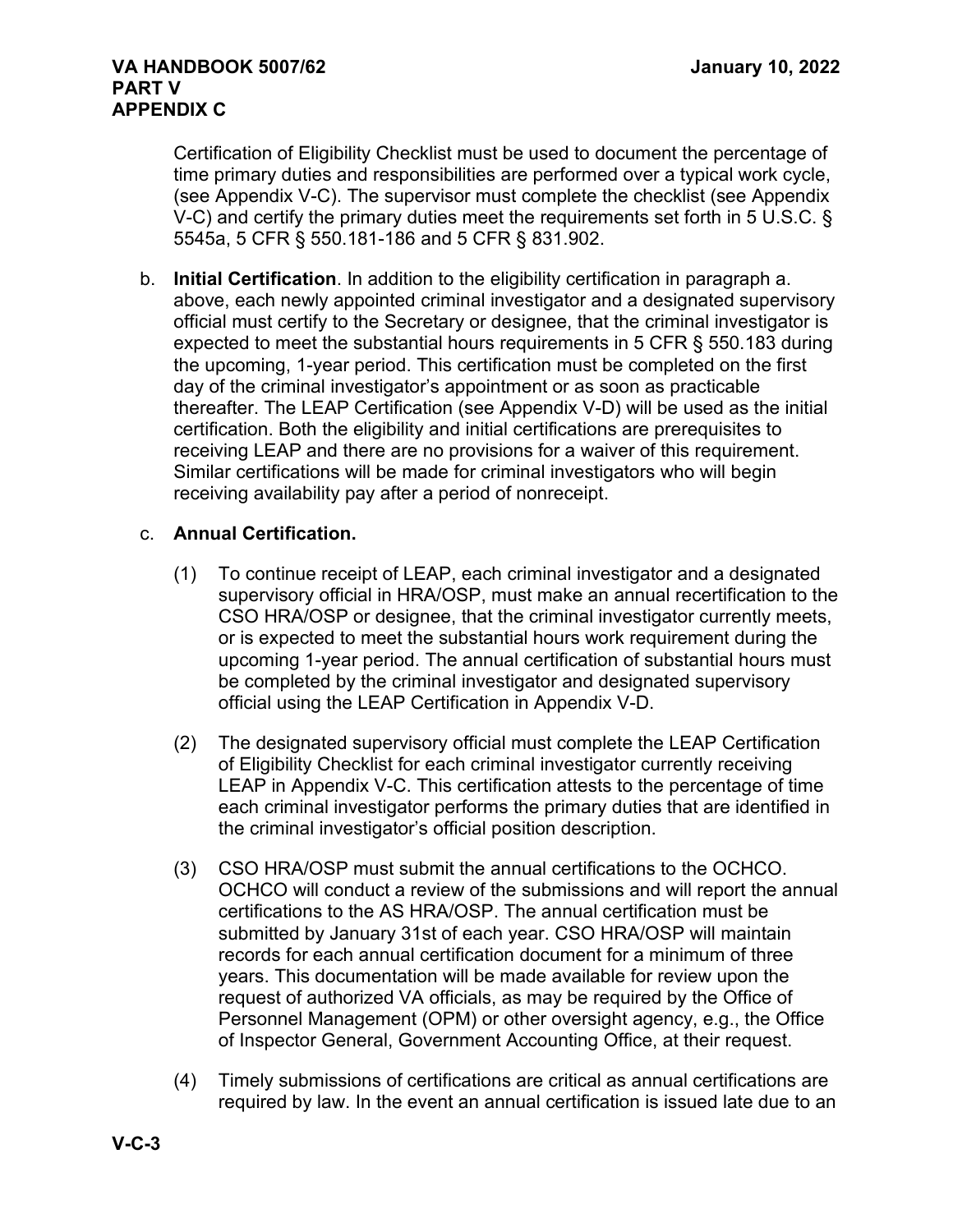Certification of Eligibility Checklist must be used to document the percentage of time primary duties and responsibilities are performed over a typical work cycle, (see Appendix V-C). The supervisor must complete the checklist (see Appendix V-C) and certify the primary duties meet the requirements set forth in 5 U.S.C. § 5545a, 5 CFR § 550.181-186 and 5 CFR § 831.902.

b. **Initial Certification**. In addition to the eligibility certification in paragraph a. above, each newly appointed criminal investigator and a designated supervisory official must certify to the Secretary or designee, that the criminal investigator is expected to meet the substantial hours requirements in 5 CFR § 550.183 during the upcoming, 1-year period. This certification must be completed on the first day of the criminal investigator's appointment or as soon as practicable thereafter. The LEAP Certification (see Appendix V-D) will be used as the initial certification. Both the eligibility and initial certifications are prerequisites to receiving LEAP and there are no provisions for a waiver of this requirement. Similar certifications will be made for criminal investigators who will begin receiving availability pay after a period of nonreceipt.

c. **Annual Certification.**

(1) To continue receipt of LEAP, each criminal investigator and a designated supervisory official in HRA/OSP, must make an annual recertification to the CSO HRA/OSP or designee, that the criminal investigator currently meets, or is expected to meet the substantial hours work requirement during the upcoming 1-year period. The annual certification of substantial hours must be completed by the criminal investigator and designated supervisory official using the LEAP Certification in Appendix V-D.

(2) The designated supervisory official must complete the LEAP Certification of Eligibility Checklist for each criminal investigator currently receiving LEAP in Appendix V-C. This certification attests to the percentage of time each criminal investigator performs the primary duties that are identified in the criminal investigator's official position description.

(3) CSO HRA/OSP must submit the annual certifications to the OCHCO. OCHCO will conduct a review of the submissions and will report the annual certifications to the AS HRA/OSP. The annual certification must be submitted by January 31st of each year. CSO HRA/OSP will maintain records for each annual certification document for a minimum of three years. This documentation will be made available for review upon the request of authorized VA officials, as may be required by the Office of Personnel Management (OPM) or other oversight agency, e.g., the Office of Inspector General, Government Accounting Office, at their request.

(4) Timely submissions of certifications are critical as annual certifications are required by law. In the event an annual certification is issued late due to an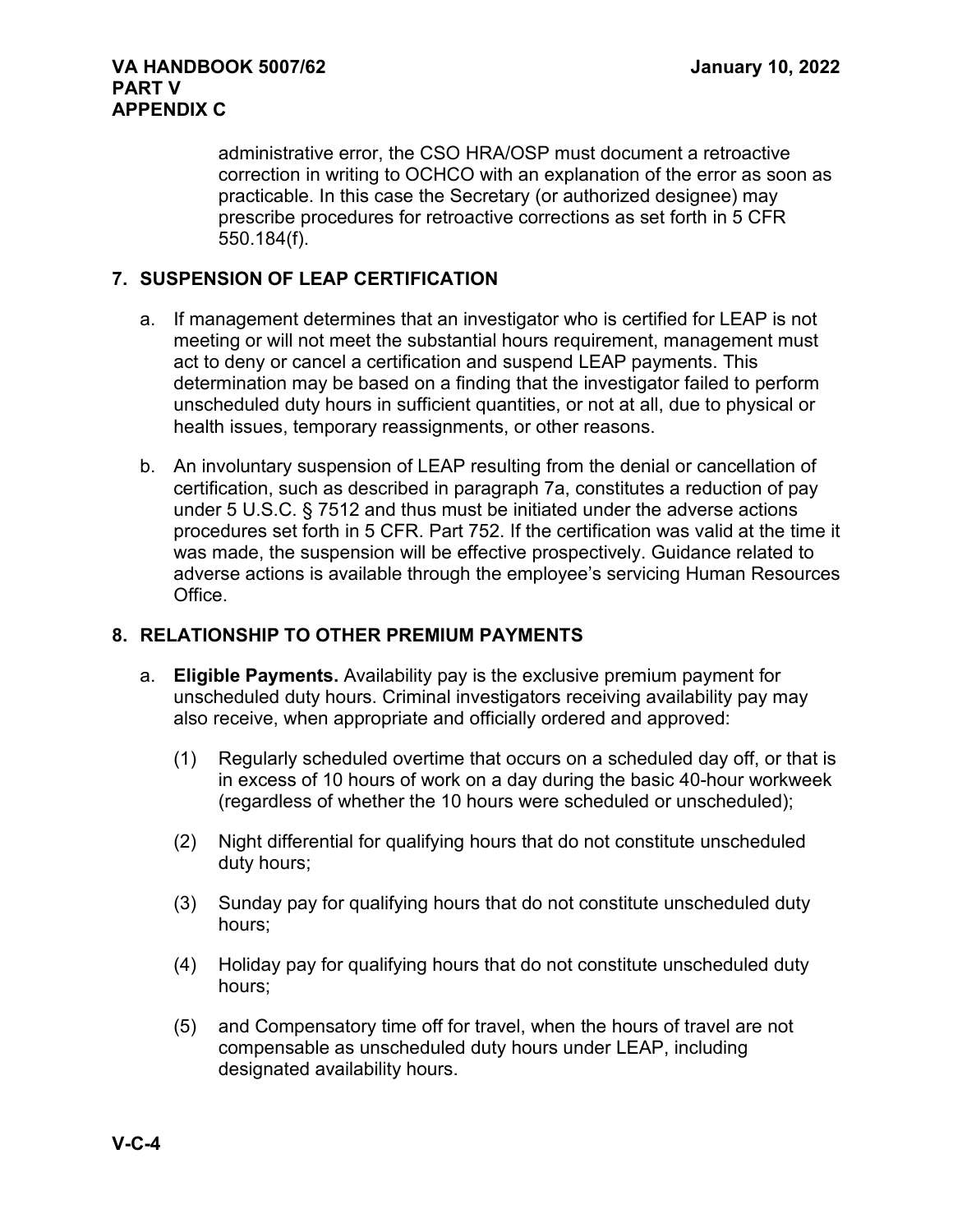administrative error, the CSO HRA/OSP must document a retroactive correction in writing to OCHCO with an explanation of the error as soon as practicable. In this case the Secretary (or authorized designee) may prescribe procedures for retroactive corrections as set forth in 5 CFR 550.184(f).

## 7. SUSPENSION OF LEAP CERTIFICATION

a. If management determines that an investigator who is certified for LEAP is not meeting or will not meet the substantial hours requirement, management must act to deny or cancel a certification and suspend LEAP payments. This determination may be based on a finding that the investigator failed to perform unscheduled duty hours in sufficient quantities, or not at all, due to physical or health issues, temporary reassignments, or other reasons.

b. An involuntary suspension of LEAP resulting from the denial or cancellation of certification, such as described in paragraph 7a, constitutes a reduction of pay under 5 U.S.C. § 7512 and thus must be initiated under the adverse actions procedures set forth in 5 CFR. Part 752. If the certification was valid at the time it was made, the suspension will be effective prospectively. Guidance related to adverse actions is available through the employee's servicing Human Resources Office.

## 8. RELATIONSHIP TO OTHER PREMIUM PAYMENTS

a. **Eligible Payments.** Availability pay is the exclusive premium payment for unscheduled duty hours. Criminal investigators receiving availability pay may also receive, when appropriate and officially ordered and approved:

   (1) Regularly scheduled overtime that occurs on a scheduled day off, or that is in excess of 10 hours of work on a day during the basic 40-hour workweek (regardless of whether the 10 hours were scheduled or unscheduled);

   (2) Night differential for qualifying hours that do not constitute unscheduled duty hours;

   (3) Sunday pay for qualifying hours that do not constitute unscheduled duty hours;

   (4) Holiday pay for qualifying hours that do not constitute unscheduled duty hours;

   (5) and Compensatory time off for travel, when the hours of travel are not compensable as unscheduled duty hours under LEAP, including designated availability hours.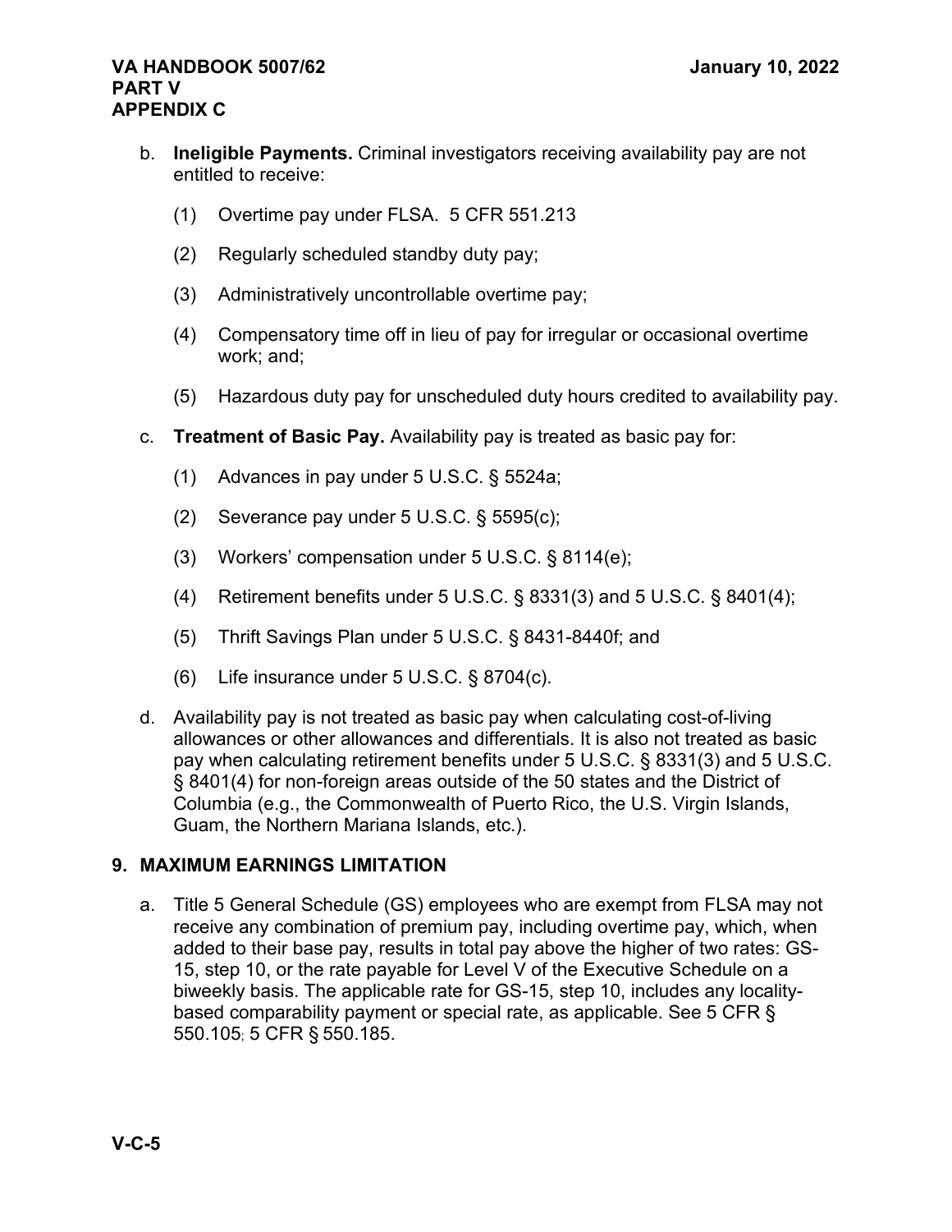b. **Ineligible Payments.** Criminal investigators receiving availability pay are not entitled to receive:

   (1) Overtime pay under FLSA. 5 CFR 551.213

   (2) Regularly scheduled standby duty pay;

   (3) Administratively uncontrollable overtime pay;

   (4) Compensatory time off in lieu of pay for irregular or occasional overtime work; and;

   (5) Hazardous duty pay for unscheduled duty hours credited to availability pay.

c. **Treatment of Basic Pay.** Availability pay is treated as basic pay for:

   (1) Advances in pay under 5 U.S.C. § 5524a;

   (2) Severance pay under 5 U.S.C. § 5595(c);

   (3) Workers' compensation under 5 U.S.C. § 8114(e);

   (4) Retirement benefits under 5 U.S.C. § 8331(3) and 5 U.S.C. § 8401(4);

   (5) Thrift Savings Plan under 5 U.S.C. § 8431-8440f; and

   (6) Life insurance under 5 U.S.C. § 8704(c).

d. Availability pay is not treated as basic pay when calculating cost-of-living allowances or other allowances and differentials. It is also not treated as basic pay when calculating retirement benefits under 5 U.S.C. § 8331(3) and 5 U.S.C. § 8401(4) for non-foreign areas outside of the 50 states and the District of Columbia (e.g., the Commonwealth of Puerto Rico, the U.S. Virgin Islands, Guam, the Northern Mariana Islands, etc.).

## 9. MAXIMUM EARNINGS LIMITATION

a. Title 5 General Schedule (GS) employees who are exempt from FLSA may not receive any combination of premium pay, including overtime pay, which, when added to their base pay, results in total pay above the higher of two rates: GS-15, step 10, or the rate payable for Level V of the Executive Schedule on a biweekly basis. The applicable rate for GS-15, step 10, includes any locality-based comparability payment or special rate, as applicable. See 5 CFR § 550.105; 5 CFR § 550.185.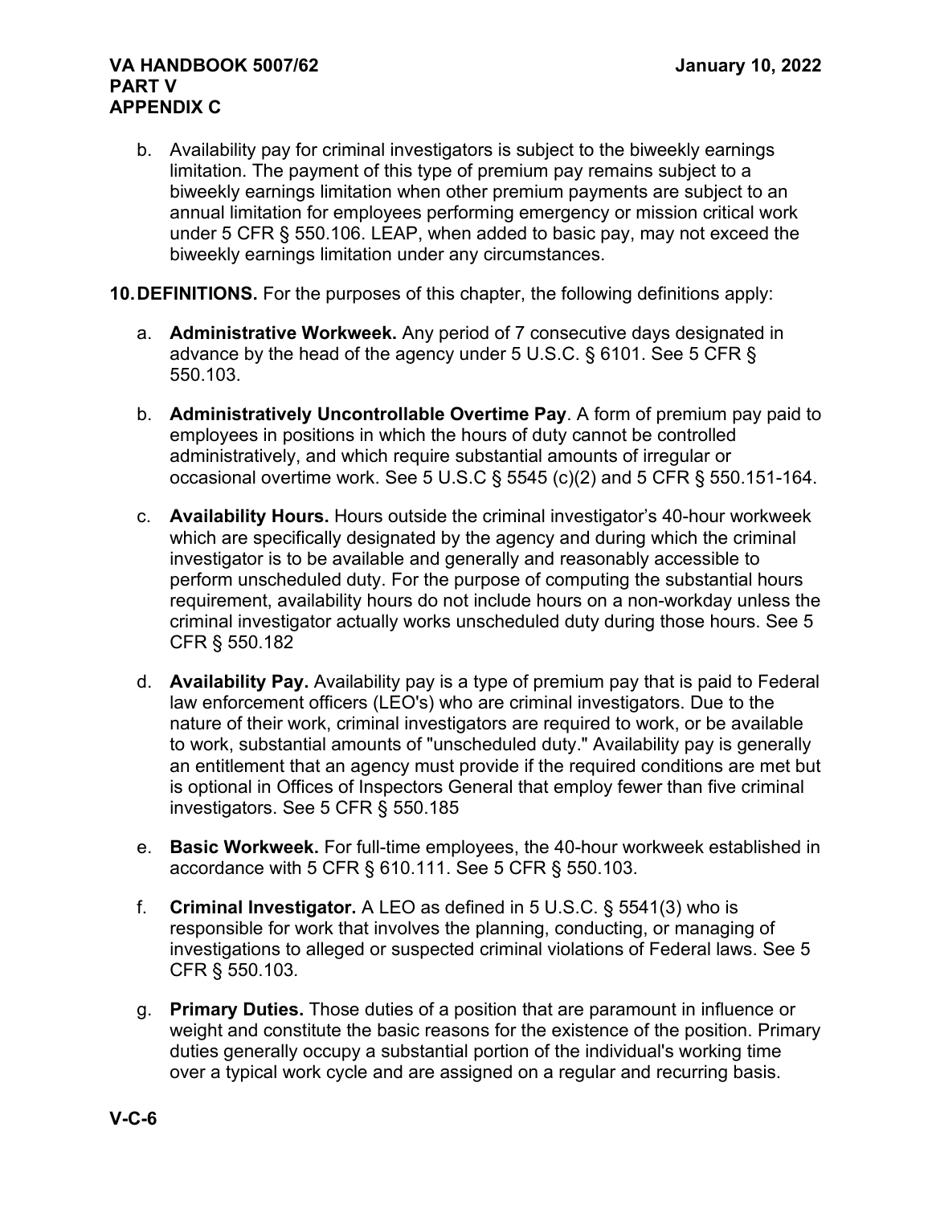b. Availability pay for criminal investigators is subject to the biweekly earnings limitation. The payment of this type of premium pay remains subject to a biweekly earnings limitation when other premium payments are subject to an annual limitation for employees performing emergency or mission critical work under 5 CFR § 550.106. LEAP, when added to basic pay, may not exceed the biweekly earnings limitation under any circumstances.

**10. DEFINITIONS.** For the purposes of this chapter, the following definitions apply:

a. **Administrative Workweek.** Any period of 7 consecutive days designated in advance by the head of the agency under 5 U.S.C. § 6101. See 5 CFR § 550.103.

b. **Administratively Uncontrollable Overtime Pay**. A form of premium pay paid to employees in positions in which the hours of duty cannot be controlled administratively, and which require substantial amounts of irregular or occasional overtime work. See 5 U.S.C § 5545 (c)(2) and 5 CFR § 550.151-164.

c. **Availability Hours.** Hours outside the criminal investigator's 40-hour workweek which are specifically designated by the agency and during which the criminal investigator is to be available and generally and reasonably accessible to perform unscheduled duty. For the purpose of computing the substantial hours requirement, availability hours do not include hours on a non-workday unless the criminal investigator actually works unscheduled duty during those hours. See 5 CFR § 550.182

d. **Availability Pay.** Availability pay is a type of premium pay that is paid to Federal law enforcement officers (LEO's) who are criminal investigators. Due to the nature of their work, criminal investigators are required to work, or be available to work, substantial amounts of "unscheduled duty." Availability pay is generally an entitlement that an agency must provide if the required conditions are met but is optional in Offices of Inspectors General that employ fewer than five criminal investigators. See 5 CFR § 550.185

e. **Basic Workweek.** For full-time employees, the 40-hour workweek established in accordance with 5 CFR § 610.111. See 5 CFR § 550.103.

f. **Criminal Investigator.** A LEO as defined in 5 U.S.C. § 5541(3) who is responsible for work that involves the planning, conducting, or managing of investigations to alleged or suspected criminal violations of Federal laws. See 5 CFR § 550.103.

g. **Primary Duties.** Those duties of a position that are paramount in influence or weight and constitute the basic reasons for the existence of the position. Primary duties generally occupy a substantial portion of the individual's working time over a typical work cycle and are assigned on a regular and recurring basis.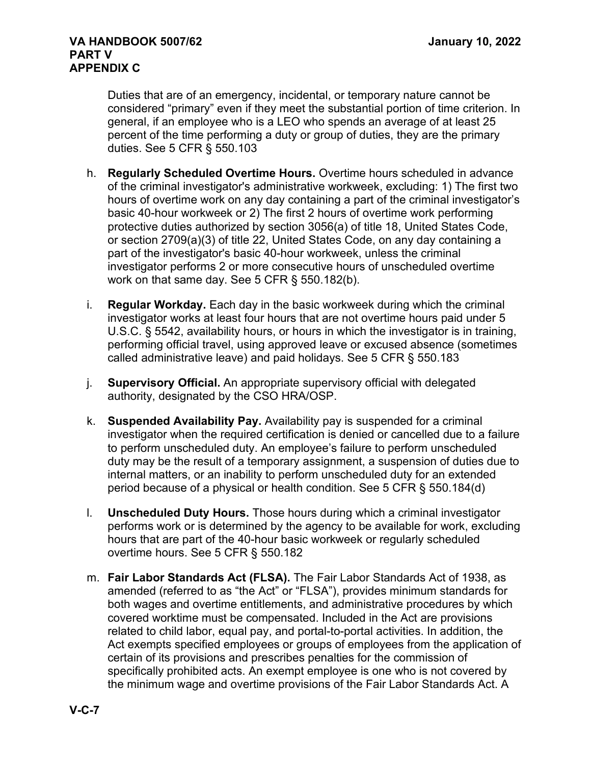Duties that are of an emergency, incidental, or temporary nature cannot be considered "primary" even if they meet the substantial portion of time criterion. In general, if an employee who is a LEO who spends an average of at least 25 percent of the time performing a duty or group of duties, they are the primary duties. See 5 CFR § 550.103

h. **Regularly Scheduled Overtime Hours.** Overtime hours scheduled in advance of the criminal investigator's administrative workweek, excluding: 1) The first two hours of overtime work on any day containing a part of the criminal investigator's basic 40-hour workweek or 2) The first 2 hours of overtime work performing protective duties authorized by section 3056(a) of title 18, United States Code, or section 2709(a)(3) of title 22, United States Code, on any day containing a part of the investigator's basic 40-hour workweek, unless the criminal investigator performs 2 or more consecutive hours of unscheduled overtime work on that same day. See 5 CFR § 550.182(b).

i. **Regular Workday.** Each day in the basic workweek during which the criminal investigator works at least four hours that are not overtime hours paid under 5 U.S.C. § 5542, availability hours, or hours in which the investigator is in training, performing official travel, using approved leave or excused absence (sometimes called administrative leave) and paid holidays. See 5 CFR § 550.183

j. **Supervisory Official.** An appropriate supervisory official with delegated authority, designated by the CSO HRA/OSP.

k. **Suspended Availability Pay.** Availability pay is suspended for a criminal investigator when the required certification is denied or cancelled due to a failure to perform unscheduled duty. An employee's failure to perform unscheduled duty may be the result of a temporary assignment, a suspension of duties due to internal matters, or an inability to perform unscheduled duty for an extended period because of a physical or health condition. See 5 CFR § 550.184(d)

l. **Unscheduled Duty Hours.** Those hours during which a criminal investigator performs work or is determined by the agency to be available for work, excluding hours that are part of the 40-hour basic workweek or regularly scheduled overtime hours. See 5 CFR § 550.182

m. **Fair Labor Standards Act (FLSA).** The Fair Labor Standards Act of 1938, as amended (referred to as "the Act" or "FLSA"), provides minimum standards for both wages and overtime entitlements, and administrative procedures by which covered worktime must be compensated. Included in the Act are provisions related to child labor, equal pay, and portal-to-portal activities. In addition, the Act exempts specified employees or groups of employees from the application of certain of its provisions and prescribes penalties for the commission of specifically prohibited acts. An exempt employee is one who is not covered by the minimum wage and overtime provisions of the Fair Labor Standards Act. A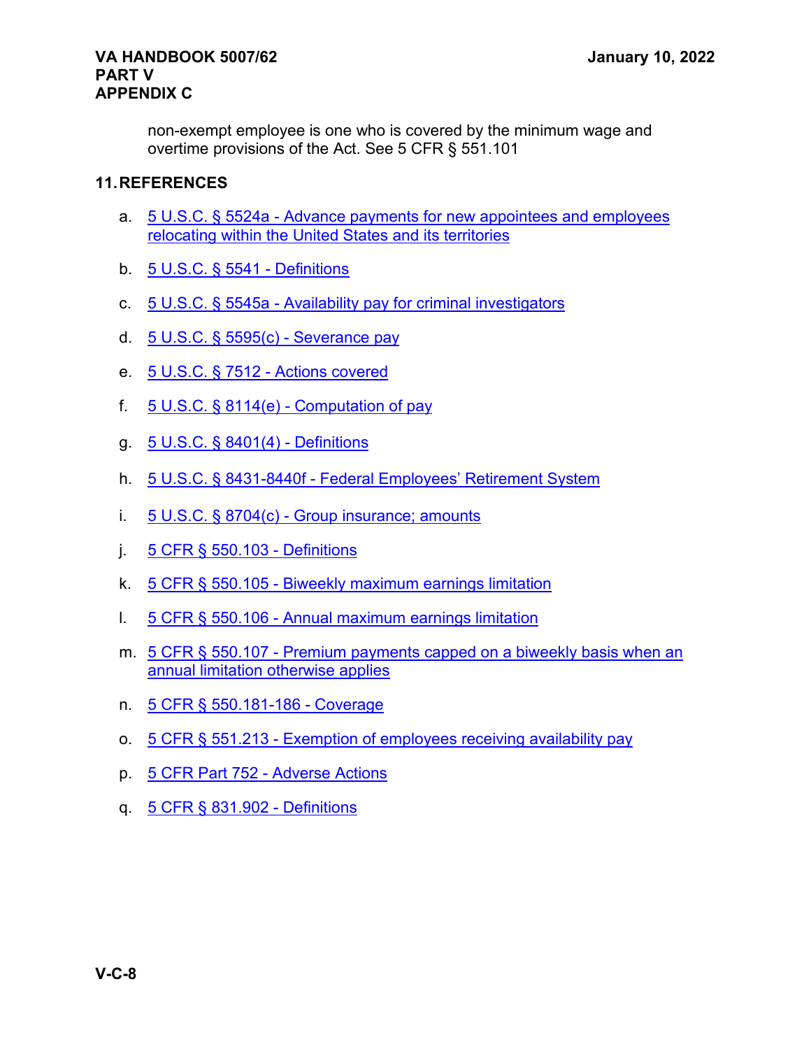non-exempt employee is one who is covered by the minimum wage and overtime provisions of the Act. See 5 CFR § 551.101

## 11. REFERENCES

a. 5 U.S.C. § 5524a - Advance payments for new appointees and employees relocating within the United States and its territories

b. 5 U.S.C. § 5541 - Definitions

c. 5 U.S.C. § 5545a - Availability pay for criminal investigators

d. 5 U.S.C. § 5595(c) - Severance pay

e. 5 U.S.C. § 7512 - Actions covered

f. 5 U.S.C. § 8114(e) - Computation of pay

g. 5 U.S.C. § 8401(4) - Definitions

h. 5 U.S.C. § 8431-8440f - Federal Employees' Retirement System

i. 5 U.S.C. § 8704(c) - Group insurance; amounts

j. 5 CFR § 550.103 - Definitions

k. 5 CFR § 550.105 - Biweekly maximum earnings limitation

l. 5 CFR § 550.106 - Annual maximum earnings limitation

m. 5 CFR § 550.107 - Premium payments capped on a biweekly basis when an annual limitation otherwise applies

n. 5 CFR § 550.181-186 - Coverage

o. 5 CFR § 551.213 - Exemption of employees receiving availability pay

p. 5 CFR Part 752 - Adverse Actions

q. 5 CFR § 831.902 - Definitions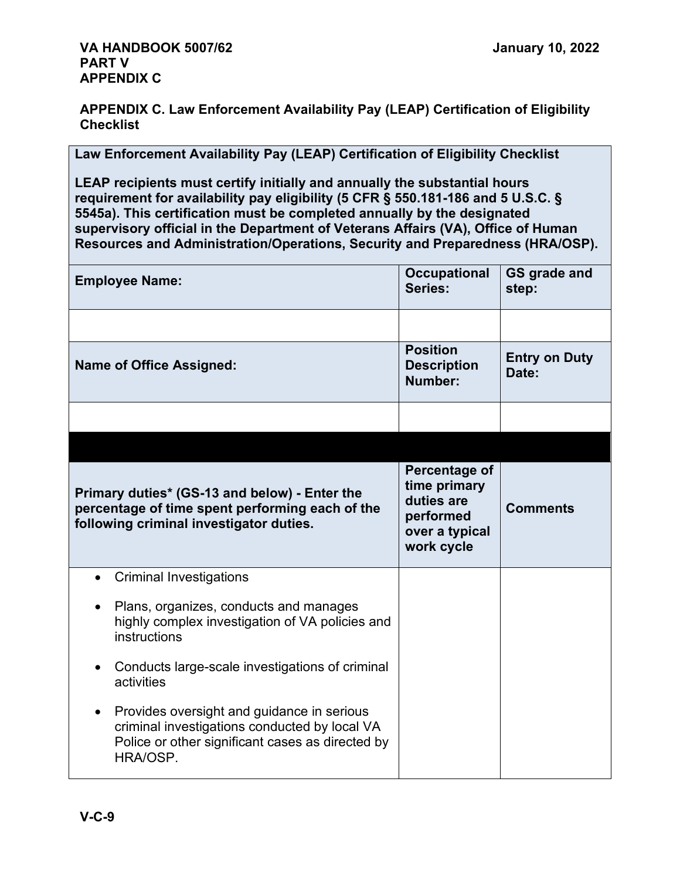## APPENDIX C. Law Enforcement Availability Pay (LEAP) Certification of Eligibility Checklist

| **Law Enforcement Availability Pay (LEAP) Certification of Eligibility Checklist**<br><br>**LEAP recipients must certify initially and annually the substantial hours requirement for availability pay eligibility (5 CFR § 550.181-186 and 5 U.S.C. § 5545a). This certification must be completed annually by the designated supervisory official in the Department of Veterans Affairs (VA), Office of Human Resources and Administration/Operations, Security and Preparedness (HRA/OSP).** | | |
|---|---|---|
| **Employee Name:** | **Occupational Series:** | **GS grade and step:** |
| | | |
| **Name of Office Assigned:** | **Position Description Number:** | **Entry on Duty Date:** |
| | | |
| | | |
| **Primary duties* (GS-13 and below) - Enter the percentage of time spent performing each of the following criminal investigator duties.** | **Percentage of time primary duties are performed over a typical work cycle** | **Comments** |
| • Criminal Investigations<br>• Plans, organizes, conducts and manages highly complex investigation of VA policies and instructions<br>• Conducts large-scale investigations of criminal activities<br>• Provides oversight and guidance in serious criminal investigations conducted by local VA Police or other significant cases as directed by HRA/OSP. | | |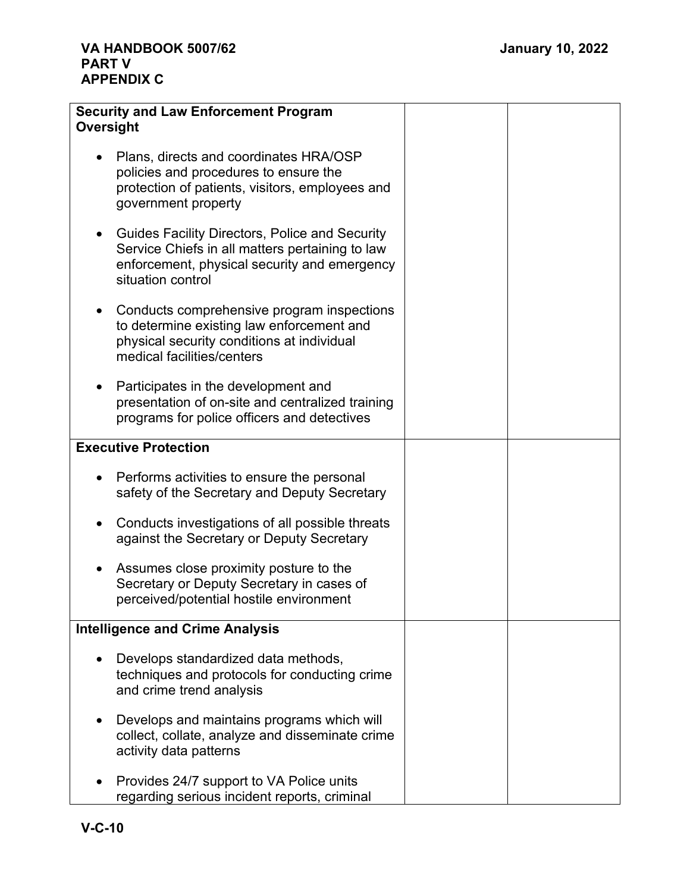| | | |
|---|---|---|
| **Security and Law Enforcement Program Oversight**<br><br>• Plans, directs and coordinates HRA/OSP policies and procedures to ensure the protection of patients, visitors, employees and government property<br><br>• Guides Facility Directors, Police and Security Service Chiefs in all matters pertaining to law enforcement, physical security and emergency situation control<br><br>• Conducts comprehensive program inspections to determine existing law enforcement and physical security conditions at individual medical facilities/centers<br><br>• Participates in the development and presentation of on-site and centralized training programs for police officers and detectives | | |
| **Executive Protection**<br><br>• Performs activities to ensure the personal safety of the Secretary and Deputy Secretary<br><br>• Conducts investigations of all possible threats against the Secretary or Deputy Secretary<br><br>• Assumes close proximity posture to the Secretary or Deputy Secretary in cases of perceived/potential hostile environment | | |
| **Intelligence and Crime Analysis**<br><br>• Develops standardized data methods, techniques and protocols for conducting crime and crime trend analysis<br><br>• Develops and maintains programs which will collect, collate, analyze and disseminate crime activity data patterns<br><br>• Provides 24/7 support to VA Police units regarding serious incident reports, criminal | | |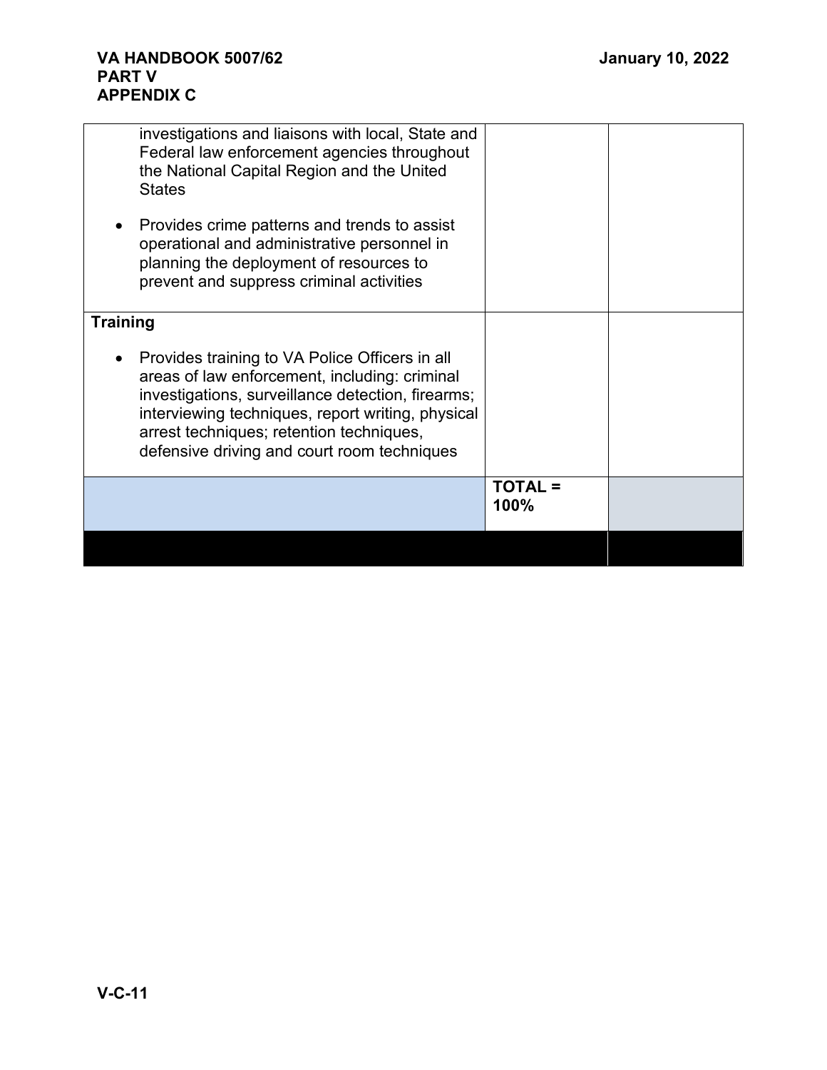| | | |
|---|---|---|
| investigations and liaisons with local, State and Federal law enforcement agencies throughout the National Capital Region and the United States<br><br>• Provides crime patterns and trends to assist operational and administrative personnel in planning the deployment of resources to prevent and suppress criminal activities | | |
| **Training**<br><br>• Provides training to VA Police Officers in all areas of law enforcement, including: criminal investigations, surveillance detection, firearms; interviewing techniques, report writing, physical arrest techniques; retention techniques, defensive driving and court room techniques | | |
| | **TOTAL = 100%** | |
| | | |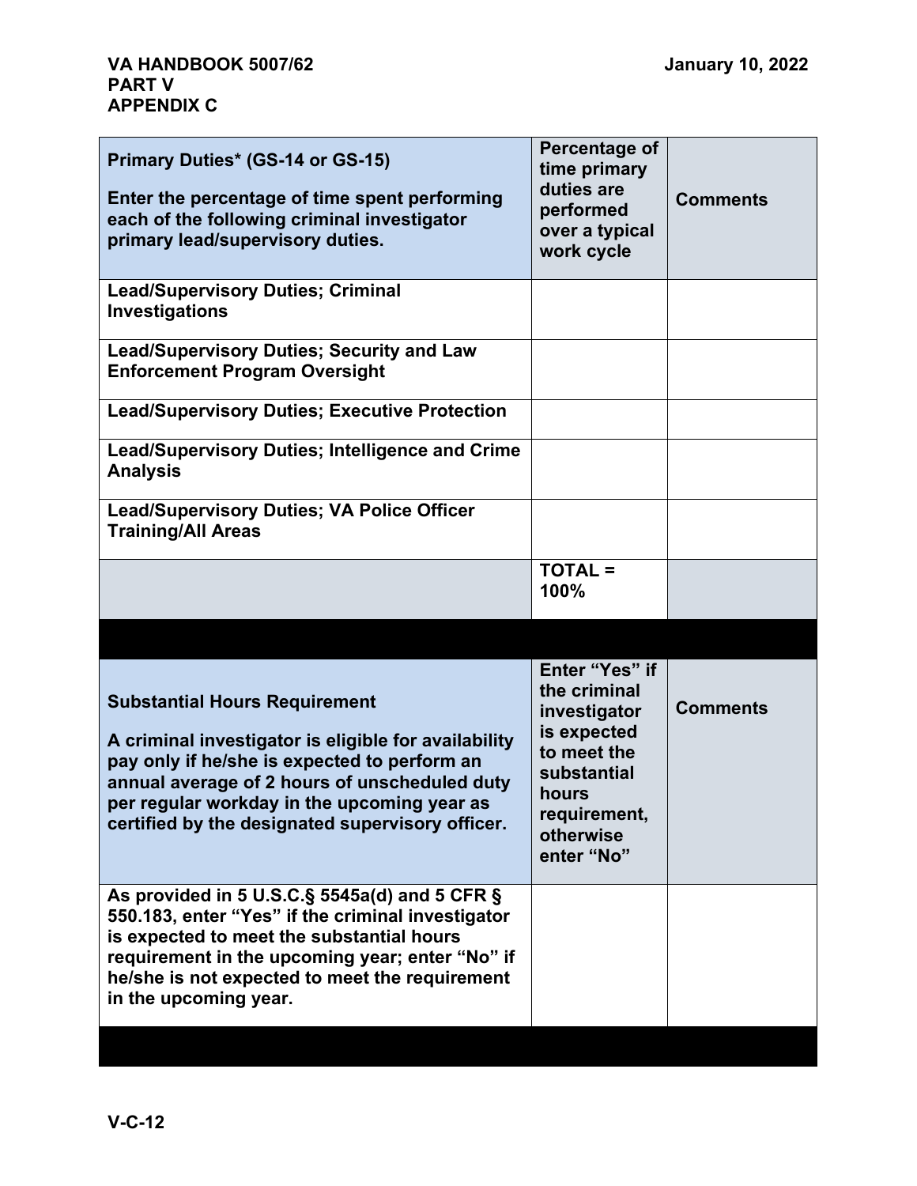| **Primary Duties* (GS-14 or GS-15)** <br><br> **Enter the percentage of time spent performing each of the following criminal investigator primary lead/supervisory duties.** | **Percentage of time primary duties are performed over a typical work cycle** | **Comments** |
|---|---|---|
| **Lead/Supervisory Duties; Criminal Investigations** | | |
| **Lead/Supervisory Duties; Security and Law Enforcement Program Oversight** | | |
| **Lead/Supervisory Duties; Executive Protection** | | |
| **Lead/Supervisory Duties; Intelligence and Crime Analysis** | | |
| **Lead/Supervisory Duties; VA Police Officer Training/All Areas** | | |
| | **TOTAL = 100%** | |

| **Substantial Hours Requirement** <br><br> **A criminal investigator is eligible for availability pay only if he/she is expected to perform an annual average of 2 hours of unscheduled duty per regular workday in the upcoming year as certified by the designated supervisory officer.** | **Enter "Yes" if the criminal investigator is expected to meet the substantial hours requirement, otherwise enter "No"** | **Comments** |
|---|---|---|
| **As provided in 5 U.S.C.§ 5545a(d) and 5 CFR § 550.183, enter "Yes" if the criminal investigator is expected to meet the substantial hours requirement in the upcoming year; enter "No" if he/she is not expected to meet the requirement in the upcoming year.** | | |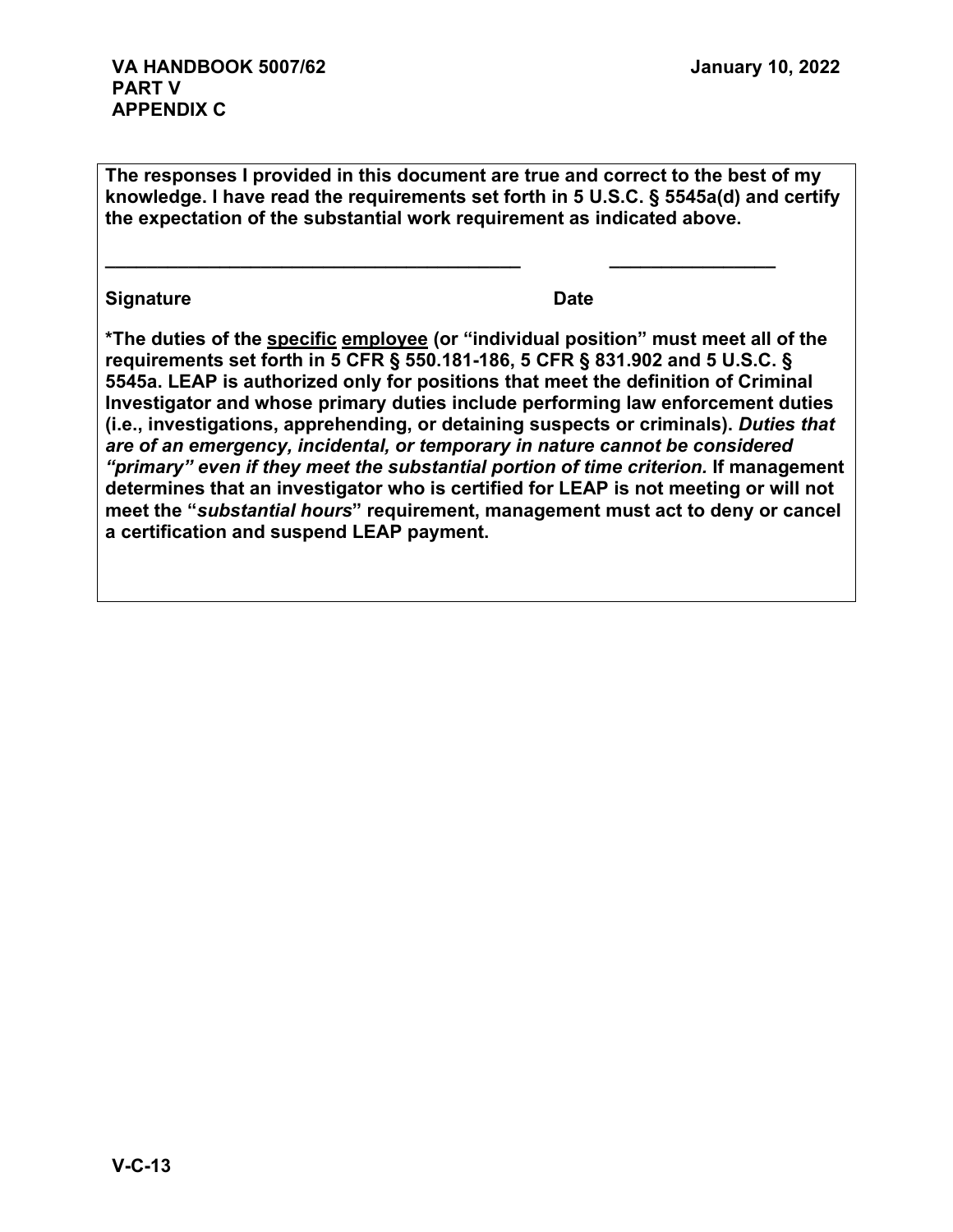**The responses I provided in this document are true and correct to the best of my knowledge. I have read the requirements set forth in 5 U.S.C. § 5545a(d) and certify the expectation of the substantial work requirement as indicated above.**

**\_\_\_\_\_\_\_\_\_\_\_\_\_\_\_\_\_\_\_\_\_\_\_\_\_\_\_\_\_\_\_\_\_\_\_\_\_\_\_\_\_\_\_\_\_\_\_\_\_\_** **\_\_\_\_\_\_\_\_\_\_\_\_\_\_\_\_\_\_\_\_**

**Signature** **Date**

**\*The duties of the <u>specific</u> <u>employee</u> (or "individual position" must meet all of the requirements set forth in 5 CFR § 550.181-186, 5 CFR § 831.902 and 5 U.S.C. § 5545a. LEAP is authorized only for positions that meet the definition of Criminal Investigator and whose primary duties include performing law enforcement duties (i.e., investigations, apprehending, or detaining suspects or criminals).** ***Duties that are of an emergency, incidental, or temporary in nature cannot be considered "primary" even if they meet the substantial portion of time criterion.*** **If management determines that an investigator who is certified for LEAP is not meeting or will not meet the "*substantial hours*" requirement, management must act to deny or cancel a certification and suspend LEAP payment.**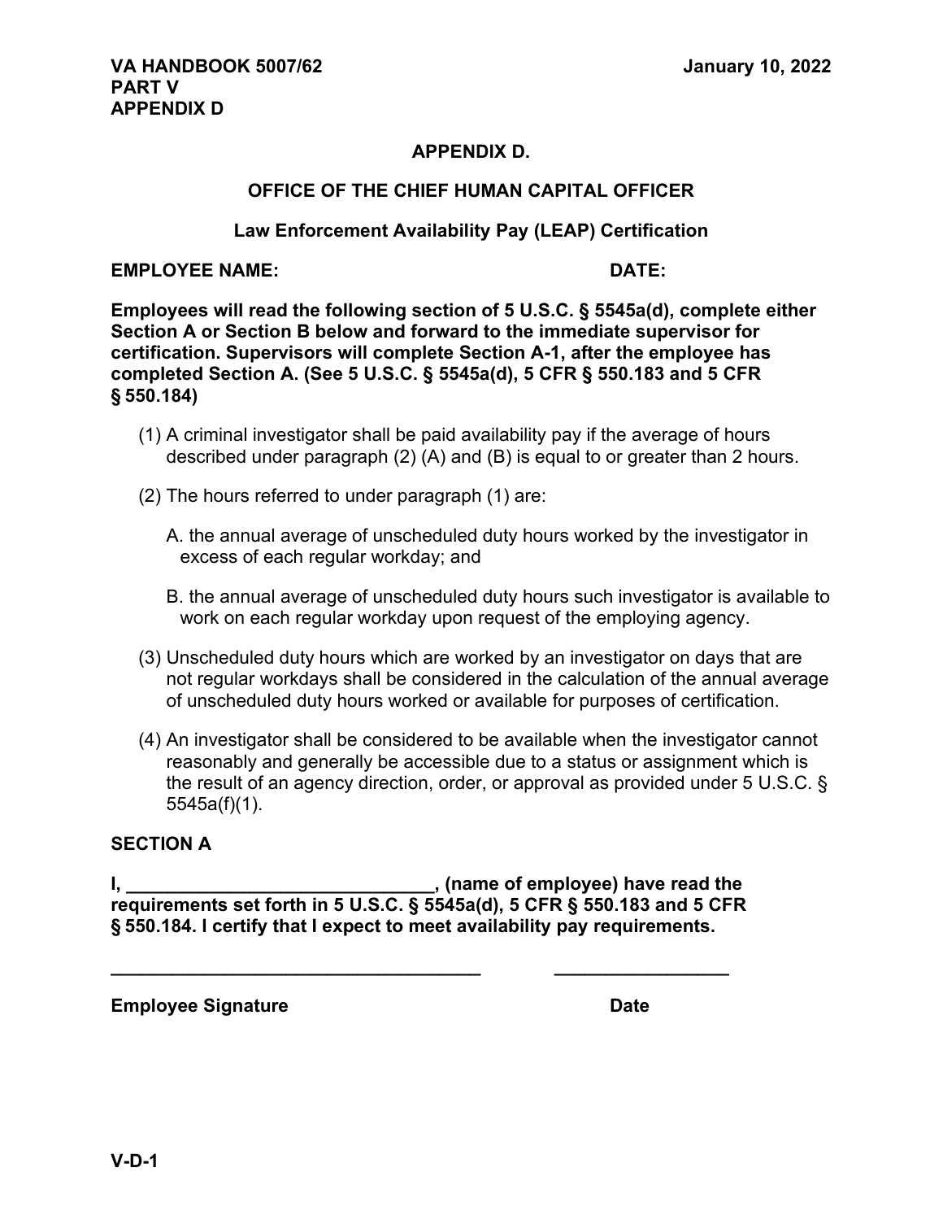## APPENDIX D.

## OFFICE OF THE CHIEF HUMAN CAPITAL OFFICER

### Law Enforcement Availability Pay (LEAP) Certification

**EMPLOYEE NAME:** **DATE:**

**Employees will read the following section of 5 U.S.C. § 5545a(d), complete either Section A or Section B below and forward to the immediate supervisor for certification. Supervisors will complete Section A-1, after the employee has completed Section A. (See 5 U.S.C. § 5545a(d), 5 CFR § 550.183 and 5 CFR § 550.184)**

(1) A criminal investigator shall be paid availability pay if the average of hours described under paragraph (2) (A) and (B) is equal to or greater than 2 hours.

(2) The hours referred to under paragraph (1) are:

A. the annual average of unscheduled duty hours worked by the investigator in excess of each regular workday; and

B. the annual average of unscheduled duty hours such investigator is available to work on each regular workday upon request of the employing agency.

(3) Unscheduled duty hours which are worked by an investigator on days that are not regular workdays shall be considered in the calculation of the annual average of unscheduled duty hours worked or available for purposes of certification.

(4) An investigator shall be considered to be available when the investigator cannot reasonably and generally be accessible due to a status or assignment which is the result of an agency direction, order, or approval as provided under 5 U.S.C. § 5545a(f)(1).

### SECTION A

**I, ______________________________, (name of employee) have read the requirements set forth in 5 U.S.C. § 5545a(d), 5 CFR § 550.183 and 5 CFR § 550.184. I certify that I expect to meet availability pay requirements.**

____________________________________ _________________

**Employee Signature** **Date**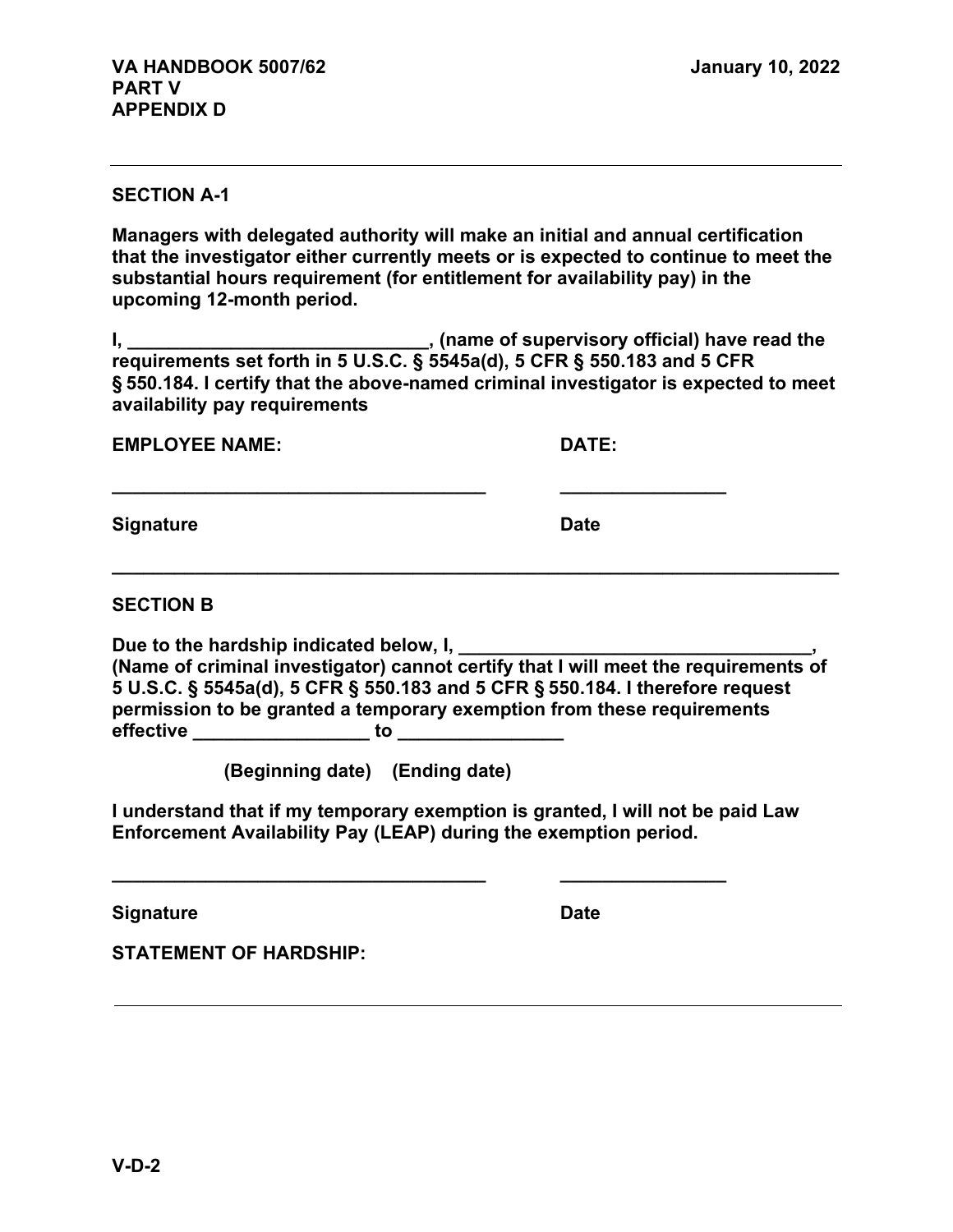## SECTION A-1

**Managers with delegated authority will make an initial and annual certification that the investigator either currently meets or is expected to continue to meet the substantial hours requirement (for entitlement for availability pay) in the upcoming 12-month period.**

**I, _____________________________, (name of supervisory official) have read the requirements set forth in 5 U.S.C. § 5545a(d), 5 CFR § 550.183 and 5 CFR § 550.184. I certify that the above-named criminal investigator is expected to meet availability pay requirements**

**EMPLOYEE NAME:** **DATE:**

_____________________________________ ________________

**Signature** **Date**

---

## SECTION B

**Due to the hardship indicated below, I, __________________________________, (Name of criminal investigator) cannot certify that I will meet the requirements of 5 U.S.C. § 5545a(d), 5 CFR § 550.183 and 5 CFR § 550.184. I therefore request permission to be granted a temporary exemption from these requirements effective _________________ to ________________**

**(Beginning date) (Ending date)**

**I understand that if my temporary exemption is granted, I will not be paid Law Enforcement Availability Pay (LEAP) during the exemption period.**

_____________________________________ ________________

**Signature** **Date**

**STATEMENT OF HARDSHIP:**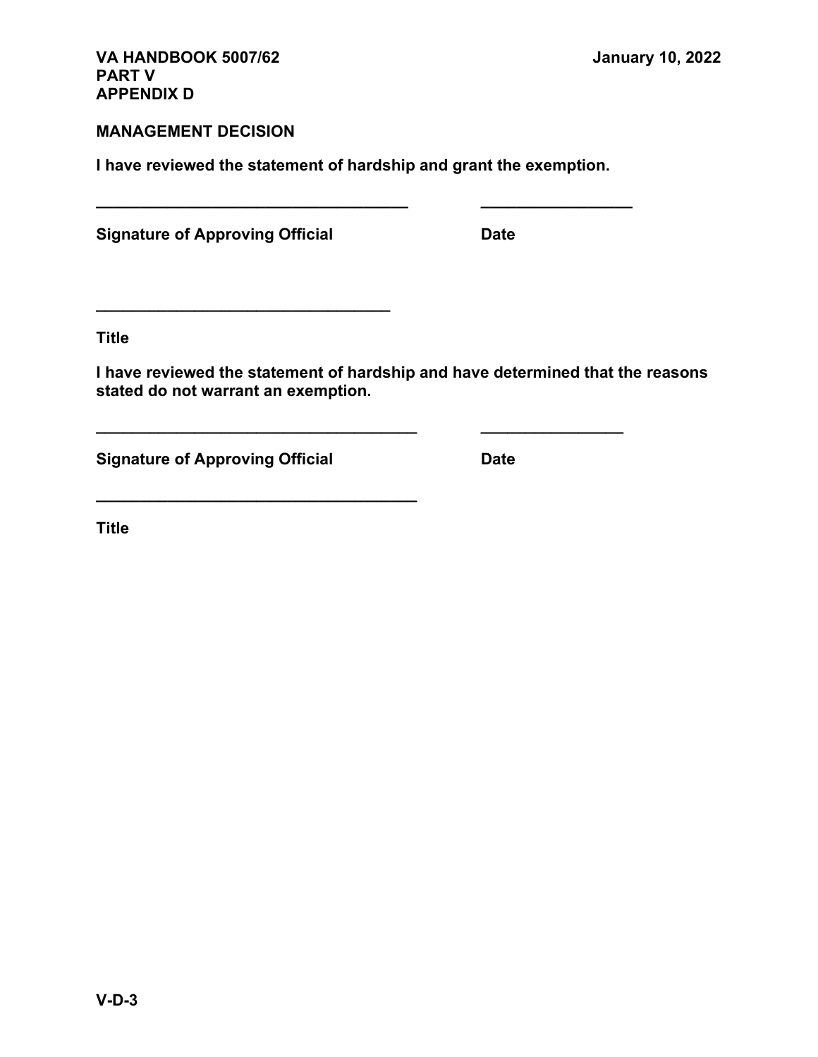## MANAGEMENT DECISION

**I have reviewed the statement of hardship and grant the exemption.**

\_\_\_\_\_\_\_\_\_\_\_\_\_\_\_\_\_\_\_\_\_\_\_\_\_\_\_\_\_\_\_\_\_\_\_\_ \_\_\_\_\_\_\_\_\_\_\_\_\_\_\_\_\_\_

**Signature of Approving Official** **Date**

\_\_\_\_\_\_\_\_\_\_\_\_\_\_\_\_\_\_\_\_\_\_\_\_\_\_\_\_\_\_\_\_\_\_

**Title**

**I have reviewed the statement of hardship and have determined that the reasons stated do not warrant an exemption.**

\_\_\_\_\_\_\_\_\_\_\_\_\_\_\_\_\_\_\_\_\_\_\_\_\_\_\_\_\_\_\_\_\_\_\_\_\_ \_\_\_\_\_\_\_\_\_\_\_\_\_\_\_\_\_

**Signature of Approving Official** **Date**

\_\_\_\_\_\_\_\_\_\_\_\_\_\_\_\_\_\_\_\_\_\_\_\_\_\_\_\_\_\_\_\_\_\_\_\_\_

**Title**